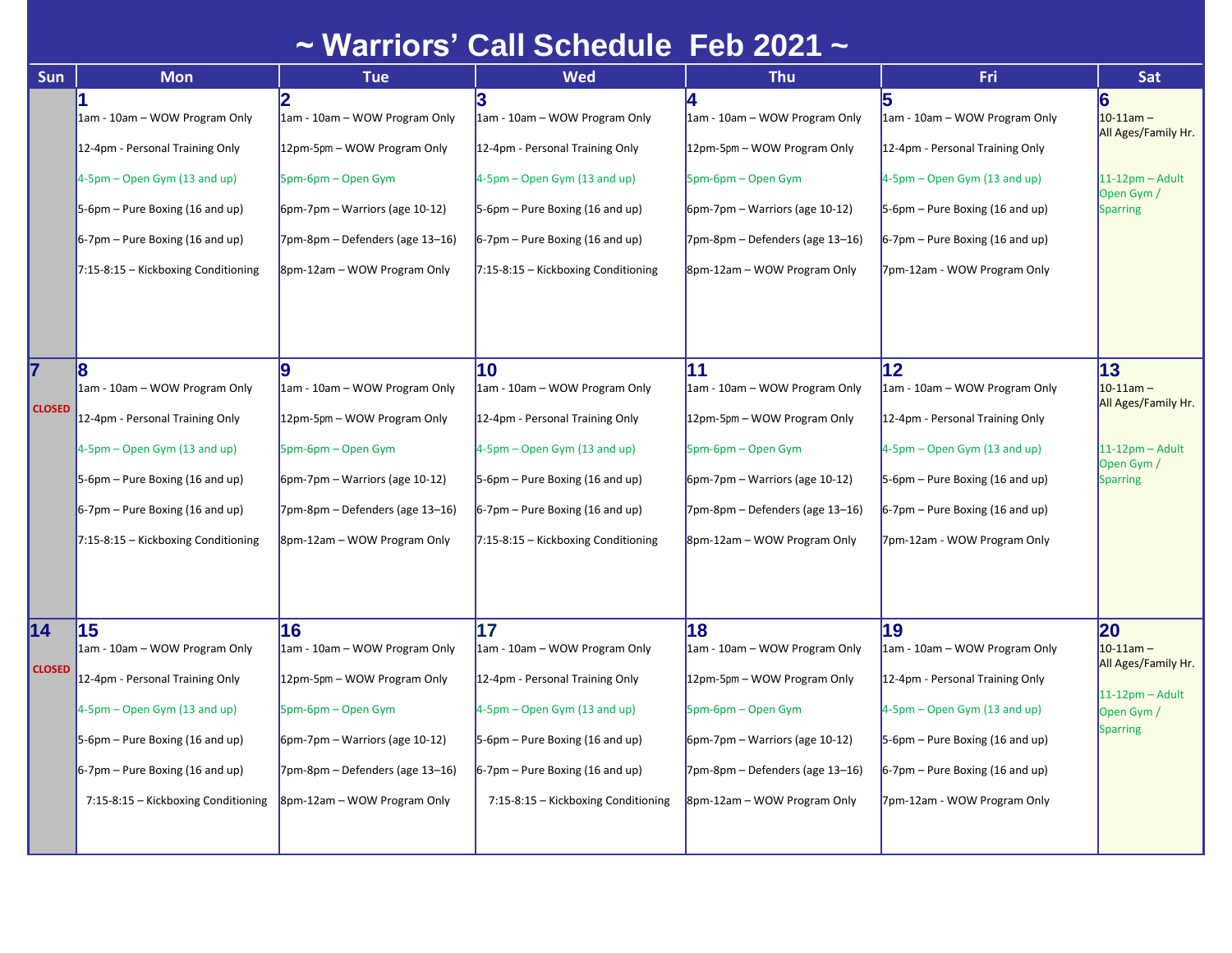# ~ Warriors' Call Schedule Feb 2021 ~

| Sun | Mon | Tue | Wed | Thu | Fri | Sat |
|---|---|---|---|---|---|---|
| | **1**<br>1am - 10am – WOW Program Only<br>12-4pm - Personal Training Only<br>4-5pm – Open Gym (13 and up)<br>5-6pm – Pure Boxing (16 and up)<br>6-7pm – Pure Boxing (16 and up)<br>7:15-8:15 – Kickboxing Conditioning | **2**<br>1am - 10am – WOW Program Only<br>12pm-5pm – WOW Program Only<br>5pm-6pm – Open Gym<br>6pm-7pm – Warriors (age 10-12)<br>7pm-8pm – Defenders (age 13–16)<br>8pm-12am – WOW Program Only | **3**<br>1am - 10am – WOW Program Only<br>12-4pm - Personal Training Only<br>4-5pm – Open Gym (13 and up)<br>5-6pm – Pure Boxing (16 and up)<br>6-7pm – Pure Boxing (16 and up)<br>7:15-8:15 – Kickboxing Conditioning | **4**<br>1am - 10am – WOW Program Only<br>12pm-5pm – WOW Program Only<br>5pm-6pm – Open Gym<br>6pm-7pm – Warriors (age 10-12)<br>7pm-8pm – Defenders (age 13–16)<br>8pm-12am – WOW Program Only | **5**<br>1am - 10am – WOW Program Only<br>12-4pm - Personal Training Only<br>4-5pm – Open Gym (13 and up)<br>5-6pm – Pure Boxing (16 and up)<br>6-7pm – Pure Boxing (16 and up)<br>7pm-12am - WOW Program Only | **6**<br>10-11am – All Ages/Family Hr.<br>11-12pm – Adult Open Gym / Sparring |
| **7**<br>CLOSED | **8**<br>1am - 10am – WOW Program Only<br>12-4pm - Personal Training Only<br>4-5pm – Open Gym (13 and up)<br>5-6pm – Pure Boxing (16 and up)<br>6-7pm – Pure Boxing (16 and up)<br>7:15-8:15 – Kickboxing Conditioning | **9**<br>1am - 10am – WOW Program Only<br>12pm-5pm – WOW Program Only<br>5pm-6pm – Open Gym<br>6pm-7pm – Warriors (age 10-12)<br>7pm-8pm – Defenders (age 13–16)<br>8pm-12am – WOW Program Only | **10**<br>1am - 10am – WOW Program Only<br>12-4pm - Personal Training Only<br>4-5pm – Open Gym (13 and up)<br>5-6pm – Pure Boxing (16 and up)<br>6-7pm – Pure Boxing (16 and up)<br>7:15-8:15 – Kickboxing Conditioning | **11**<br>1am - 10am – WOW Program Only<br>12pm-5pm – WOW Program Only<br>5pm-6pm – Open Gym<br>6pm-7pm – Warriors (age 10-12)<br>7pm-8pm – Defenders (age 13–16)<br>8pm-12am – WOW Program Only | **12**<br>1am - 10am – WOW Program Only<br>12-4pm - Personal Training Only<br>4-5pm – Open Gym (13 and up)<br>5-6pm – Pure Boxing (16 and up)<br>6-7pm – Pure Boxing (16 and up)<br>7pm-12am - WOW Program Only | **13**<br>10-11am – All Ages/Family Hr.<br>11-12pm – Adult Open Gym / Sparring |
| **14**<br>CLOSED | **15**<br>1am - 10am – WOW Program Only<br>12-4pm - Personal Training Only<br>4-5pm – Open Gym (13 and up)<br>5-6pm – Pure Boxing (16 and up)<br>6-7pm – Pure Boxing (16 and up)<br>7:15-8:15 – Kickboxing Conditioning | **16**<br>1am - 10am – WOW Program Only<br>12pm-5pm – WOW Program Only<br>5pm-6pm – Open Gym<br>6pm-7pm – Warriors (age 10-12)<br>7pm-8pm – Defenders (age 13–16)<br>8pm-12am – WOW Program Only | **17**<br>1am - 10am – WOW Program Only<br>12-4pm - Personal Training Only<br>4-5pm – Open Gym (13 and up)<br>5-6pm – Pure Boxing (16 and up)<br>6-7pm – Pure Boxing (16 and up)<br>7:15-8:15 – Kickboxing Conditioning | **18**<br>1am - 10am – WOW Program Only<br>12pm-5pm – WOW Program Only<br>5pm-6pm – Open Gym<br>6pm-7pm – Warriors (age 10-12)<br>7pm-8pm – Defenders (age 13–16)<br>8pm-12am – WOW Program Only | **19**<br>1am - 10am – WOW Program Only<br>12-4pm - Personal Training Only<br>4-5pm – Open Gym (13 and up)<br>5-6pm – Pure Boxing (16 and up)<br>6-7pm – Pure Boxing (16 and up)<br>7pm-12am - WOW Program Only | **20**<br>10-11am – All Ages/Family Hr.<br>11-12pm – Adult Open Gym / Sparring |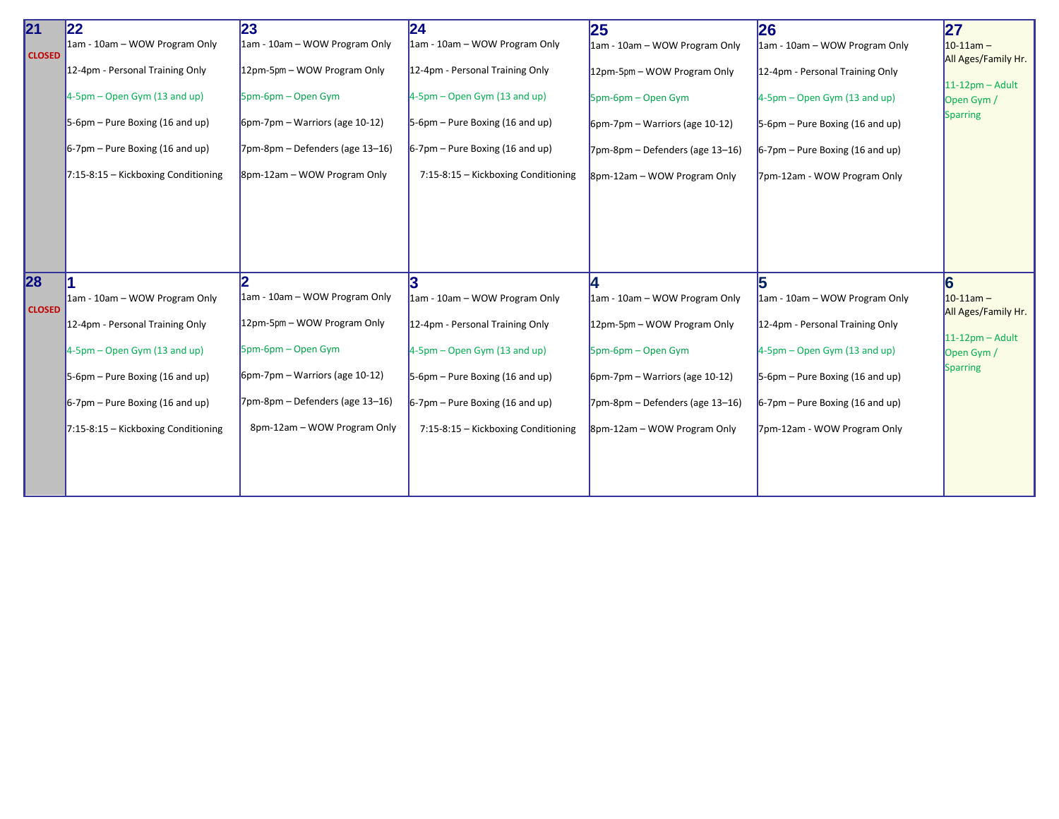| | | | | | | |
|---|---|---|---|---|---|---|
| **21** CLOSED | **22** 1am - 10am – WOW Program Only<br>12-4pm - Personal Training Only<br>4-5pm – Open Gym (13 and up)<br>5-6pm – Pure Boxing (16 and up)<br>6-7pm – Pure Boxing (16 and up)<br>7:15-8:15 – Kickboxing Conditioning | **23** 1am - 10am – WOW Program Only<br>12pm-5pm – WOW Program Only<br>5pm-6pm – Open Gym<br>6pm-7pm – Warriors (age 10-12)<br>7pm-8pm – Defenders (age 13–16)<br>8pm-12am – WOW Program Only | **24** 1am - 10am – WOW Program Only<br>12-4pm - Personal Training Only<br>4-5pm – Open Gym (13 and up)<br>5-6pm – Pure Boxing (16 and up)<br>6-7pm – Pure Boxing (16 and up)<br>7:15-8:15 – Kickboxing Conditioning | **25** 1am - 10am – WOW Program Only<br>12pm-5pm – WOW Program Only<br>5pm-6pm – Open Gym<br>6pm-7pm – Warriors (age 10-12)<br>7pm-8pm – Defenders (age 13–16)<br>8pm-12am – WOW Program Only | **26** 1am - 10am – WOW Program Only<br>12-4pm - Personal Training Only<br>4-5pm – Open Gym (13 and up)<br>5-6pm – Pure Boxing (16 and up)<br>6-7pm – Pure Boxing (16 and up)<br>7pm-12am - WOW Program Only | **27** 10-11am – All Ages/Family Hr.<br>11-12pm – Adult Open Gym / Sparring |
| **28** CLOSED | **1** 1am - 10am – WOW Program Only<br>12-4pm - Personal Training Only<br>4-5pm – Open Gym (13 and up)<br>5-6pm – Pure Boxing (16 and up)<br>6-7pm – Pure Boxing (16 and up)<br>7:15-8:15 – Kickboxing Conditioning | **2** 1am - 10am – WOW Program Only<br>12pm-5pm – WOW Program Only<br>5pm-6pm – Open Gym<br>6pm-7pm – Warriors (age 10-12)<br>7pm-8pm – Defenders (age 13–16)<br>8pm-12am – WOW Program Only | **3** 1am - 10am – WOW Program Only<br>12-4pm - Personal Training Only<br>4-5pm – Open Gym (13 and up)<br>5-6pm – Pure Boxing (16 and up)<br>6-7pm – Pure Boxing (16 and up)<br>7:15-8:15 – Kickboxing Conditioning | **4** 1am - 10am – WOW Program Only<br>12pm-5pm – WOW Program Only<br>5pm-6pm – Open Gym<br>6pm-7pm – Warriors (age 10-12)<br>7pm-8pm – Defenders (age 13–16)<br>8pm-12am – WOW Program Only | **5** 1am - 10am – WOW Program Only<br>12-4pm - Personal Training Only<br>4-5pm – Open Gym (13 and up)<br>5-6pm – Pure Boxing (16 and up)<br>6-7pm – Pure Boxing (16 and up)<br>7pm-12am - WOW Program Only | **6** 10-11am – All Ages/Family Hr.<br>11-12pm – Adult Open Gym / Sparring |